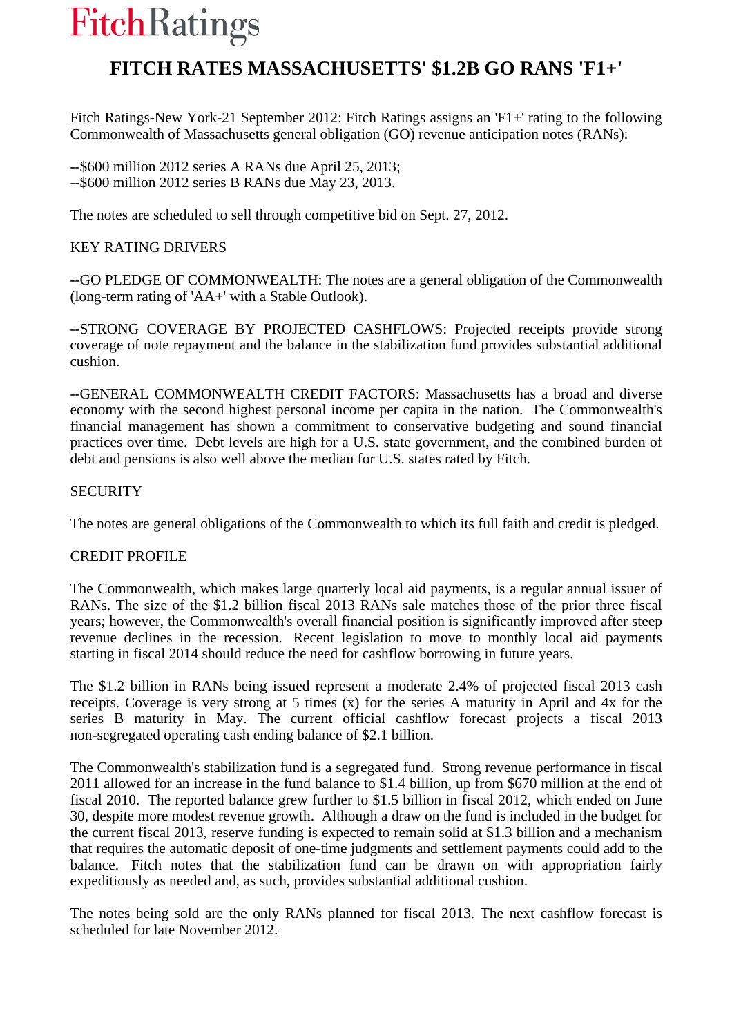FitchRatings

# FITCH RATES MASSACHUSETTS' $1.2B GO RANS 'F1+'

Fitch Ratings-New York-21 September 2012: Fitch Ratings assigns an 'F1+' rating to the following Commonwealth of Massachusetts general obligation (GO) revenue anticipation notes (RANs):

--$600 million 2012 series A RANs due April 25, 2013;
--$600 million 2012 series B RANs due May 23, 2013.

The notes are scheduled to sell through competitive bid on Sept. 27, 2012.

KEY RATING DRIVERS

--GO PLEDGE OF COMMONWEALTH: The notes are a general obligation of the Commonwealth (long-term rating of 'AA+' with a Stable Outlook).

--STRONG COVERAGE BY PROJECTED CASHFLOWS: Projected receipts provide strong coverage of note repayment and the balance in the stabilization fund provides substantial additional cushion.

--GENERAL COMMONWEALTH CREDIT FACTORS: Massachusetts has a broad and diverse economy with the second highest personal income per capita in the nation. The Commonwealth's financial management has shown a commitment to conservative budgeting and sound financial practices over time. Debt levels are high for a U.S. state government, and the combined burden of debt and pensions is also well above the median for U.S. states rated by Fitch.

SECURITY

The notes are general obligations of the Commonwealth to which its full faith and credit is pledged.

CREDIT PROFILE

The Commonwealth, which makes large quarterly local aid payments, is a regular annual issuer of RANs. The size of the $1.2 billion fiscal 2013 RANs sale matches those of the prior three fiscal years; however, the Commonwealth's overall financial position is significantly improved after steep revenue declines in the recession. Recent legislation to move to monthly local aid payments starting in fiscal 2014 should reduce the need for cashflow borrowing in future years.

The $1.2 billion in RANs being issued represent a moderate 2.4% of projected fiscal 2013 cash receipts. Coverage is very strong at 5 times (x) for the series A maturity in April and 4x for the series B maturity in May. The current official cashflow forecast projects a fiscal 2013 non-segregated operating cash ending balance of $2.1 billion.

The Commonwealth's stabilization fund is a segregated fund. Strong revenue performance in fiscal 2011 allowed for an increase in the fund balance to $1.4 billion, up from $670 million at the end of fiscal 2010. The reported balance grew further to $1.5 billion in fiscal 2012, which ended on June 30, despite more modest revenue growth. Although a draw on the fund is included in the budget for the current fiscal 2013, reserve funding is expected to remain solid at $1.3 billion and a mechanism that requires the automatic deposit of one-time judgments and settlement payments could add to the balance. Fitch notes that the stabilization fund can be drawn on with appropriation fairly expeditiously as needed and, as such, provides substantial additional cushion.

The notes being sold are the only RANs planned for fiscal 2013. The next cashflow forecast is scheduled for late November 2012.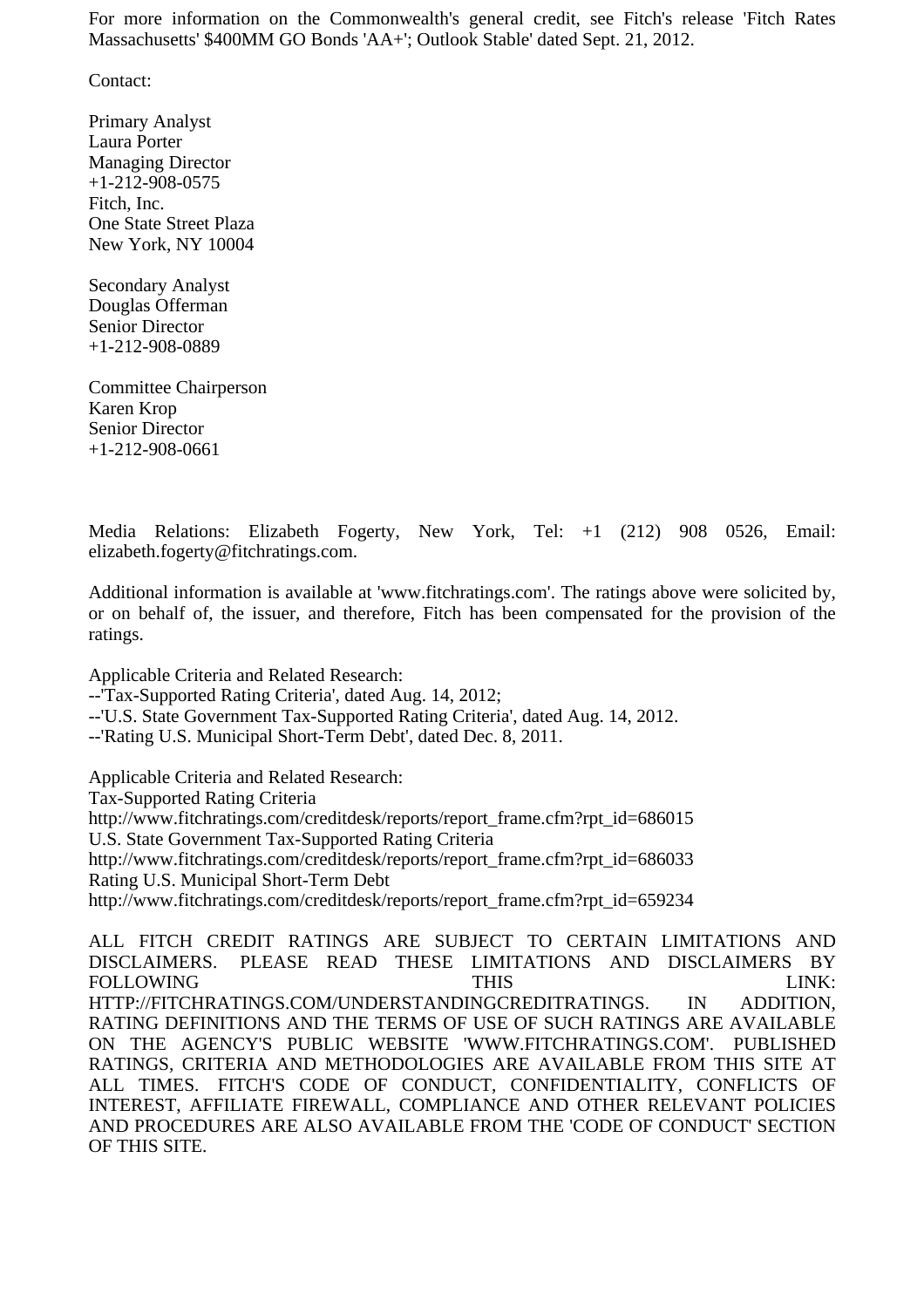For more information on the Commonwealth's general credit, see Fitch's release 'Fitch Rates Massachusetts' $400MM GO Bonds 'AA+'; Outlook Stable' dated Sept. 21, 2012.

Contact:

Primary Analyst
Laura Porter
Managing Director
+1-212-908-0575
Fitch, Inc.
One State Street Plaza
New York, NY 10004

Secondary Analyst
Douglas Offerman
Senior Director
+1-212-908-0889

Committee Chairperson
Karen Krop
Senior Director
+1-212-908-0661

Media Relations: Elizabeth Fogerty, New York, Tel: +1 (212) 908 0526, Email: elizabeth.fogerty@fitchratings.com.

Additional information is available at 'www.fitchratings.com'. The ratings above were solicited by, or on behalf of, the issuer, and therefore, Fitch has been compensated for the provision of the ratings.

Applicable Criteria and Related Research:
--'Tax-Supported Rating Criteria', dated Aug. 14, 2012;
--'U.S. State Government Tax-Supported Rating Criteria', dated Aug. 14, 2012.
--'Rating U.S. Municipal Short-Term Debt', dated Dec. 8, 2011.

Applicable Criteria and Related Research:
Tax-Supported Rating Criteria
http://www.fitchratings.com/creditdesk/reports/report_frame.cfm?rpt_id=686015
U.S. State Government Tax-Supported Rating Criteria
http://www.fitchratings.com/creditdesk/reports/report_frame.cfm?rpt_id=686033
Rating U.S. Municipal Short-Term Debt
http://www.fitchratings.com/creditdesk/reports/report_frame.cfm?rpt_id=659234

ALL FITCH CREDIT RATINGS ARE SUBJECT TO CERTAIN LIMITATIONS AND DISCLAIMERS. PLEASE READ THESE LIMITATIONS AND DISCLAIMERS BY FOLLOWING THIS LINK: HTTP://FITCHRATINGS.COM/UNDERSTANDINGCREDITRATINGS. IN ADDITION, RATING DEFINITIONS AND THE TERMS OF USE OF SUCH RATINGS ARE AVAILABLE ON THE AGENCY'S PUBLIC WEBSITE 'WWW.FITCHRATINGS.COM'. PUBLISHED RATINGS, CRITERIA AND METHODOLOGIES ARE AVAILABLE FROM THIS SITE AT ALL TIMES. FITCH'S CODE OF CONDUCT, CONFIDENTIALITY, CONFLICTS OF INTEREST, AFFILIATE FIREWALL, COMPLIANCE AND OTHER RELEVANT POLICIES AND PROCEDURES ARE ALSO AVAILABLE FROM THE 'CODE OF CONDUCT' SECTION OF THIS SITE.